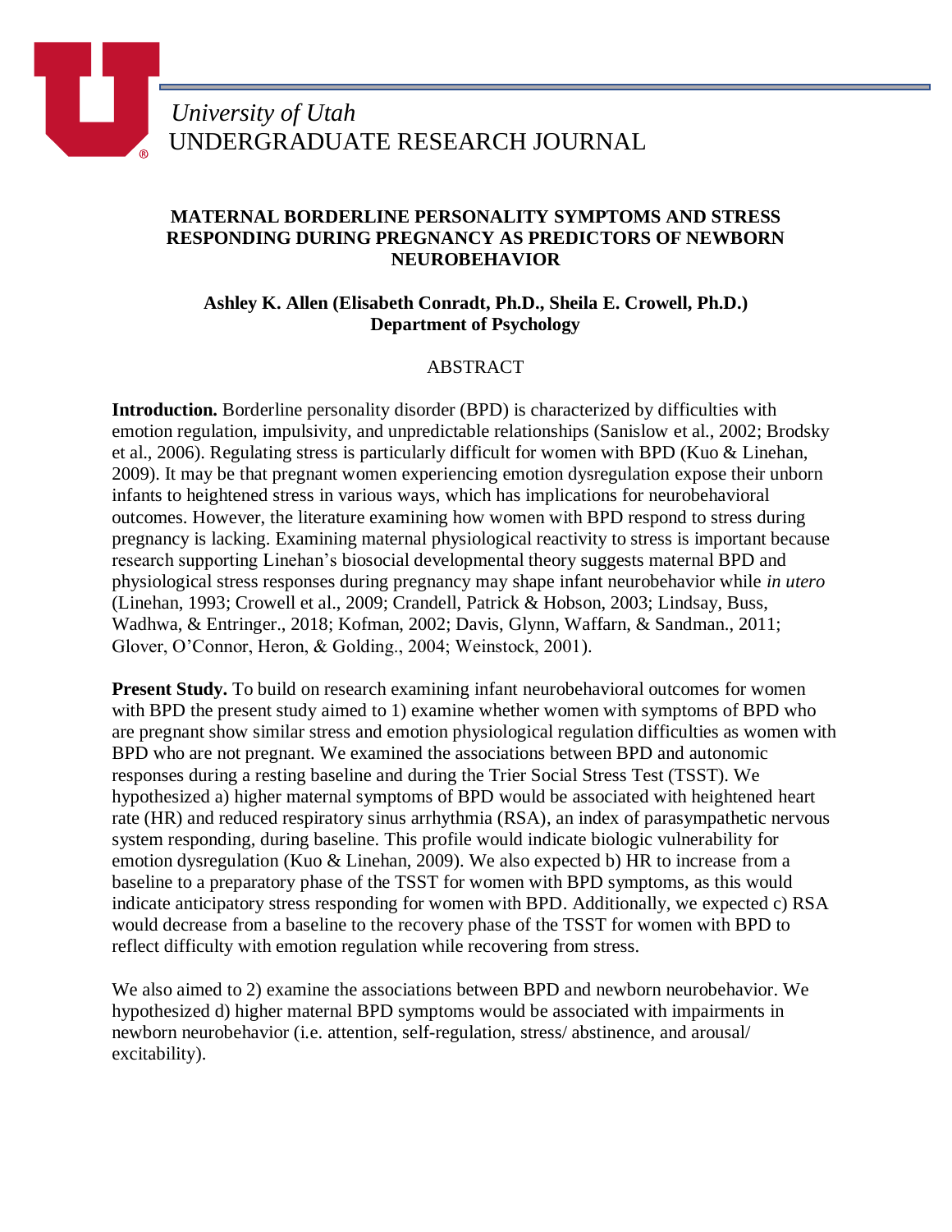*University of Utah*
UNDERGRADUATE RESEARCH JOURNAL

# MATERNAL BORDERLINE PERSONALITY SYMPTOMS AND STRESS RESPONDING DURING PREGNANCY AS PREDICTORS OF NEWBORN NEUROBEHAVIOR

**Ashley K. Allen (Elisabeth Conradt, Ph.D., Sheila E. Crowell, Ph.D.)**
**Department of Psychology**

## ABSTRACT

**Introduction.** Borderline personality disorder (BPD) is characterized by difficulties with emotion regulation, impulsivity, and unpredictable relationships (Sanislow et al., 2002; Brodsky et al., 2006). Regulating stress is particularly difficult for women with BPD (Kuo & Linehan, 2009). It may be that pregnant women experiencing emotion dysregulation expose their unborn infants to heightened stress in various ways, which has implications for neurobehavioral outcomes. However, the literature examining how women with BPD respond to stress during pregnancy is lacking. Examining maternal physiological reactivity to stress is important because research supporting Linehan's biosocial developmental theory suggests maternal BPD and physiological stress responses during pregnancy may shape infant neurobehavior while *in utero* (Linehan, 1993; Crowell et al., 2009; Crandell, Patrick & Hobson, 2003; Lindsay, Buss, Wadhwa, & Entringer., 2018; Kofman, 2002; Davis, Glynn, Waffarn, & Sandman., 2011; Glover, O'Connor, Heron, & Golding., 2004; Weinstock, 2001).

**Present Study.** To build on research examining infant neurobehavioral outcomes for women with BPD the present study aimed to 1) examine whether women with symptoms of BPD who are pregnant show similar stress and emotion physiological regulation difficulties as women with BPD who are not pregnant. We examined the associations between BPD and autonomic responses during a resting baseline and during the Trier Social Stress Test (TSST). We hypothesized a) higher maternal symptoms of BPD would be associated with heightened heart rate (HR) and reduced respiratory sinus arrhythmia (RSA), an index of parasympathetic nervous system responding, during baseline. This profile would indicate biologic vulnerability for emotion dysregulation (Kuo & Linehan, 2009). We also expected b) HR to increase from a baseline to a preparatory phase of the TSST for women with BPD symptoms, as this would indicate anticipatory stress responding for women with BPD. Additionally, we expected c) RSA would decrease from a baseline to the recovery phase of the TSST for women with BPD to reflect difficulty with emotion regulation while recovering from stress.

We also aimed to 2) examine the associations between BPD and newborn neurobehavior. We hypothesized d) higher maternal BPD symptoms would be associated with impairments in newborn neurobehavior (i.e. attention, self-regulation, stress/ abstinence, and arousal/ excitability).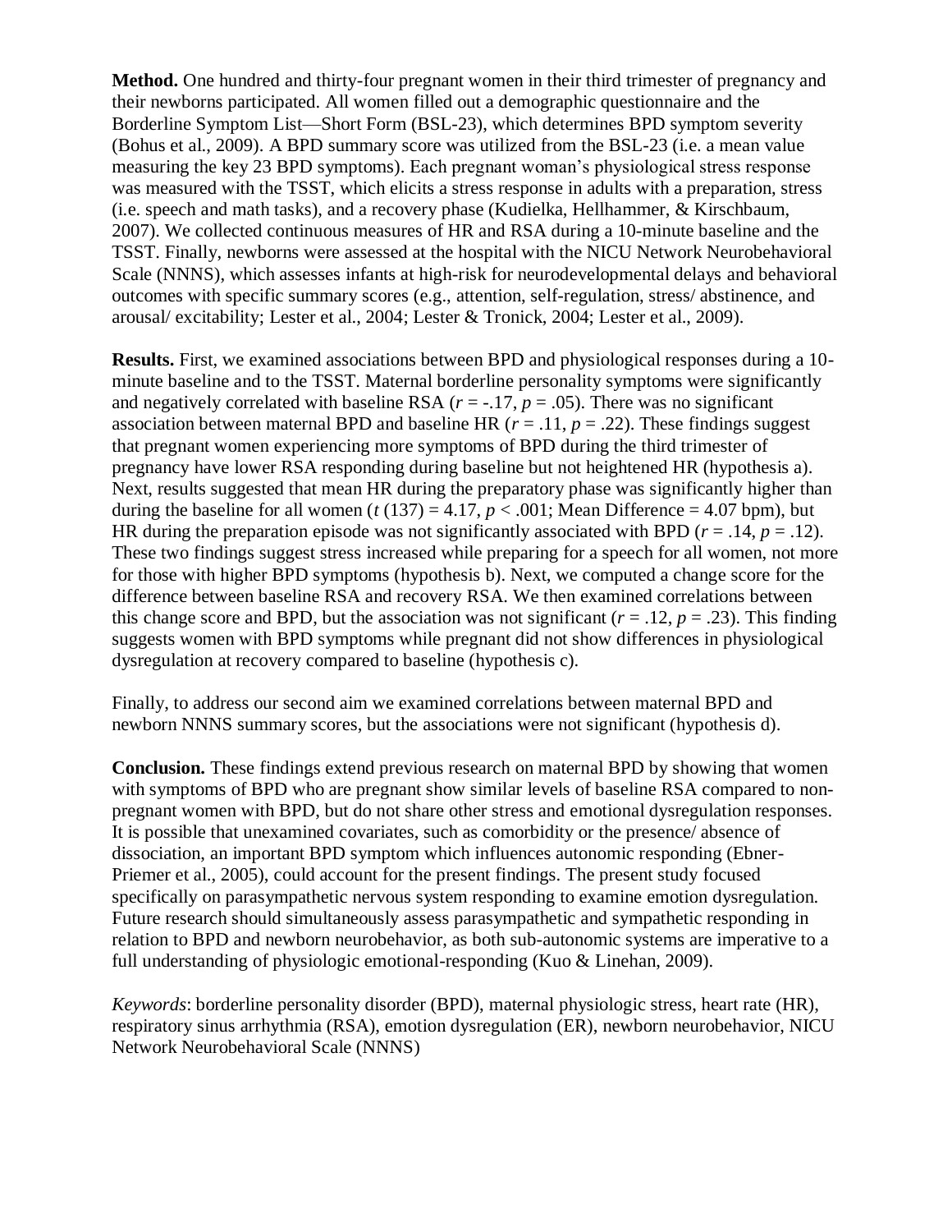**Method.** One hundred and thirty-four pregnant women in their third trimester of pregnancy and their newborns participated. All women filled out a demographic questionnaire and the Borderline Symptom List—Short Form (BSL-23), which determines BPD symptom severity (Bohus et al., 2009). A BPD summary score was utilized from the BSL-23 (i.e. a mean value measuring the key 23 BPD symptoms). Each pregnant woman's physiological stress response was measured with the TSST, which elicits a stress response in adults with a preparation, stress (i.e. speech and math tasks), and a recovery phase (Kudielka, Hellhammer, & Kirschbaum, 2007). We collected continuous measures of HR and RSA during a 10-minute baseline and the TSST. Finally, newborns were assessed at the hospital with the NICU Network Neurobehavioral Scale (NNNS), which assesses infants at high-risk for neurodevelopmental delays and behavioral outcomes with specific summary scores (e.g., attention, self-regulation, stress/ abstinence, and arousal/ excitability; Lester et al., 2004; Lester & Tronick, 2004; Lester et al., 2009).

**Results.** First, we examined associations between BPD and physiological responses during a 10-minute baseline and to the TSST. Maternal borderline personality symptoms were significantly and negatively correlated with baseline RSA ($r = -.17$, $p = .05$). There was no significant association between maternal BPD and baseline HR ($r = .11$, $p = .22$). These findings suggest that pregnant women experiencing more symptoms of BPD during the third trimester of pregnancy have lower RSA responding during baseline but not heightened HR (hypothesis a). Next, results suggested that mean HR during the preparatory phase was significantly higher than during the baseline for all women ($t\,(137) = 4.17$, $p < .001$; Mean Difference = 4.07 bpm), but HR during the preparation episode was not significantly associated with BPD ($r = .14$, $p = .12$). These two findings suggest stress increased while preparing for a speech for all women, not more for those with higher BPD symptoms (hypothesis b). Next, we computed a change score for the difference between baseline RSA and recovery RSA. We then examined correlations between this change score and BPD, but the association was not significant ($r = .12$, $p = .23$). This finding suggests women with BPD symptoms while pregnant did not show differences in physiological dysregulation at recovery compared to baseline (hypothesis c).

Finally, to address our second aim we examined correlations between maternal BPD and newborn NNNS summary scores, but the associations were not significant (hypothesis d).

**Conclusion.** These findings extend previous research on maternal BPD by showing that women with symptoms of BPD who are pregnant show similar levels of baseline RSA compared to non-pregnant women with BPD, but do not share other stress and emotional dysregulation responses. It is possible that unexamined covariates, such as comorbidity or the presence/ absence of dissociation, an important BPD symptom which influences autonomic responding (Ebner-Priemer et al., 2005), could account for the present findings. The present study focused specifically on parasympathetic nervous system responding to examine emotion dysregulation. Future research should simultaneously assess parasympathetic and sympathetic responding in relation to BPD and newborn neurobehavior, as both sub-autonomic systems are imperative to a full understanding of physiologic emotional-responding (Kuo & Linehan, 2009).

*Keywords*: borderline personality disorder (BPD), maternal physiologic stress, heart rate (HR), respiratory sinus arrhythmia (RSA), emotion dysregulation (ER), newborn neurobehavior, NICU Network Neurobehavioral Scale (NNNS)